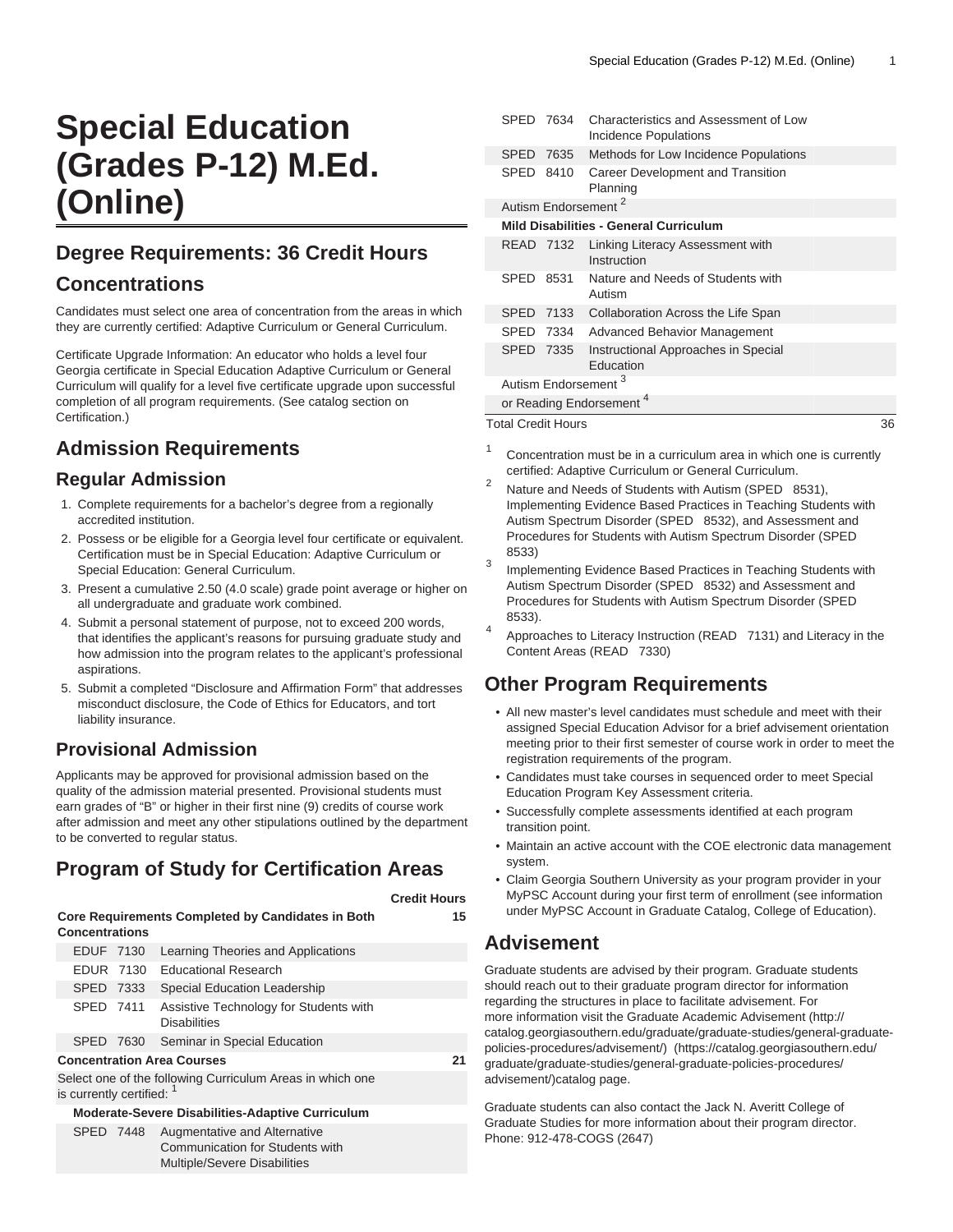# Special Education (Grades P-12) M.Ed. (Online)

## Degree Requirements: 36 Credit Hours

## Concentrations

Candidates must select one area of concentration from the areas in which they are currently certified: Adaptive Curriculum or General Curriculum.

Certificate Upgrade Information: An educator who holds a level four Georgia certificate in Special Education Adaptive Curriculum or General Curriculum will qualify for a level five certificate upgrade upon successful completion of all program requirements. (See catalog section on Certification.)

## Admission Requirements

### Regular Admission

1. Complete requirements for a bachelor's degree from a regionally accredited institution.
2. Possess or be eligible for a Georgia level four certificate or equivalent. Certification must be in Special Education: Adaptive Curriculum or Special Education: General Curriculum.
3. Present a cumulative 2.50 (4.0 scale) grade point average or higher on all undergraduate and graduate work combined.
4. Submit a personal statement of purpose, not to exceed 200 words, that identifies the applicant's reasons for pursuing graduate study and how admission into the program relates to the applicant's professional aspirations.
5. Submit a completed "Disclosure and Affirmation Form" that addresses misconduct disclosure, the Code of Ethics for Educators, and tort liability insurance.

### Provisional Admission

Applicants may be approved for provisional admission based on the quality of the admission material presented. Provisional students must earn grades of "B" or higher in their first nine (9) credits of course work after admission and meet any other stipulations outlined by the department to be converted to regular status.

## Program of Study for Certification Areas

| | | Credit Hours |
|---|---|---|
| **Core Requirements Completed by Candidates in Both Concentrations** | | 15 |
| EDUF 7130 | Learning Theories and Applications | |
| EDUR 7130 | Educational Research | |
| SPED 7333 | Special Education Leadership | |
| SPED 7411 | Assistive Technology for Students with Disabilities | |
| SPED 7630 | Seminar in Special Education | |
| **Concentration Area Courses** | | 21 |
| Select one of the following Curriculum Areas in which one is currently certified: [1] | | |
| **Moderate-Severe Disabilities-Adaptive Curriculum** | | |
| SPED 7448 | Augmentative and Alternative Communication for Students with Multiple/Severe Disabilities | |
| SPED 7634 | Characteristics and Assessment of Low Incidence Populations | |
| SPED 7635 | Methods for Low Incidence Populations | |
| SPED 8410 | Career Development and Transition Planning | |
| Autism Endorsement [2] | | |
| **Mild Disabilities - General Curriculum** | | |
| READ 7132 | Linking Literacy Assessment with Instruction | |
| SPED 8531 | Nature and Needs of Students with Autism | |
| SPED 7133 | Collaboration Across the Life Span | |
| SPED 7334 | Advanced Behavior Management | |
| SPED 7335 | Instructional Approaches in Special Education | |
| Autism Endorsement [3] | | |
| or Reading Endorsement [4] | | |
| Total Credit Hours | | 36 |

[1] Concentration must be in a curriculum area in which one is currently certified: Adaptive Curriculum or General Curriculum.

[2] Nature and Needs of Students with Autism (SPED 8531), Implementing Evidence Based Practices in Teaching Students with Autism Spectrum Disorder (SPED 8532), and Assessment and Procedures for Students with Autism Spectrum Disorder (SPED 8533)

[3] Implementing Evidence Based Practices in Teaching Students with Autism Spectrum Disorder (SPED 8532) and Assessment and Procedures for Students with Autism Spectrum Disorder (SPED 8533).

[4] Approaches to Literacy Instruction (READ 7131) and Literacy in the Content Areas (READ 7330)

## Other Program Requirements

- All new master's level candidates must schedule and meet with their assigned Special Education Advisor for a brief advisement orientation meeting prior to their first semester of course work in order to meet the registration requirements of the program.
- Candidates must take courses in sequenced order to meet Special Education Program Key Assessment criteria.
- Successfully complete assessments identified at each program transition point.
- Maintain an active account with the COE electronic data management system.
- Claim Georgia Southern University as your program provider in your MyPSC Account during your first term of enrollment (see information under MyPSC Account in Graduate Catalog, College of Education).

## Advisement

Graduate students are advised by their program. Graduate students should reach out to their graduate program director for information regarding the structures in place to facilitate advisement. For more information visit the Graduate Academic Advisement (http://catalog.georgiasouthern.edu/graduate/graduate-studies/general-graduate-policies-procedures/advisement/) (https://catalog.georgiasouthern.edu/graduate/graduate-studies/general-graduate-policies-procedures/advisement/)catalog page.

Graduate students can also contact the Jack N. Averitt College of Graduate Studies for more information about their program director. Phone: 912-478-COGS (2647)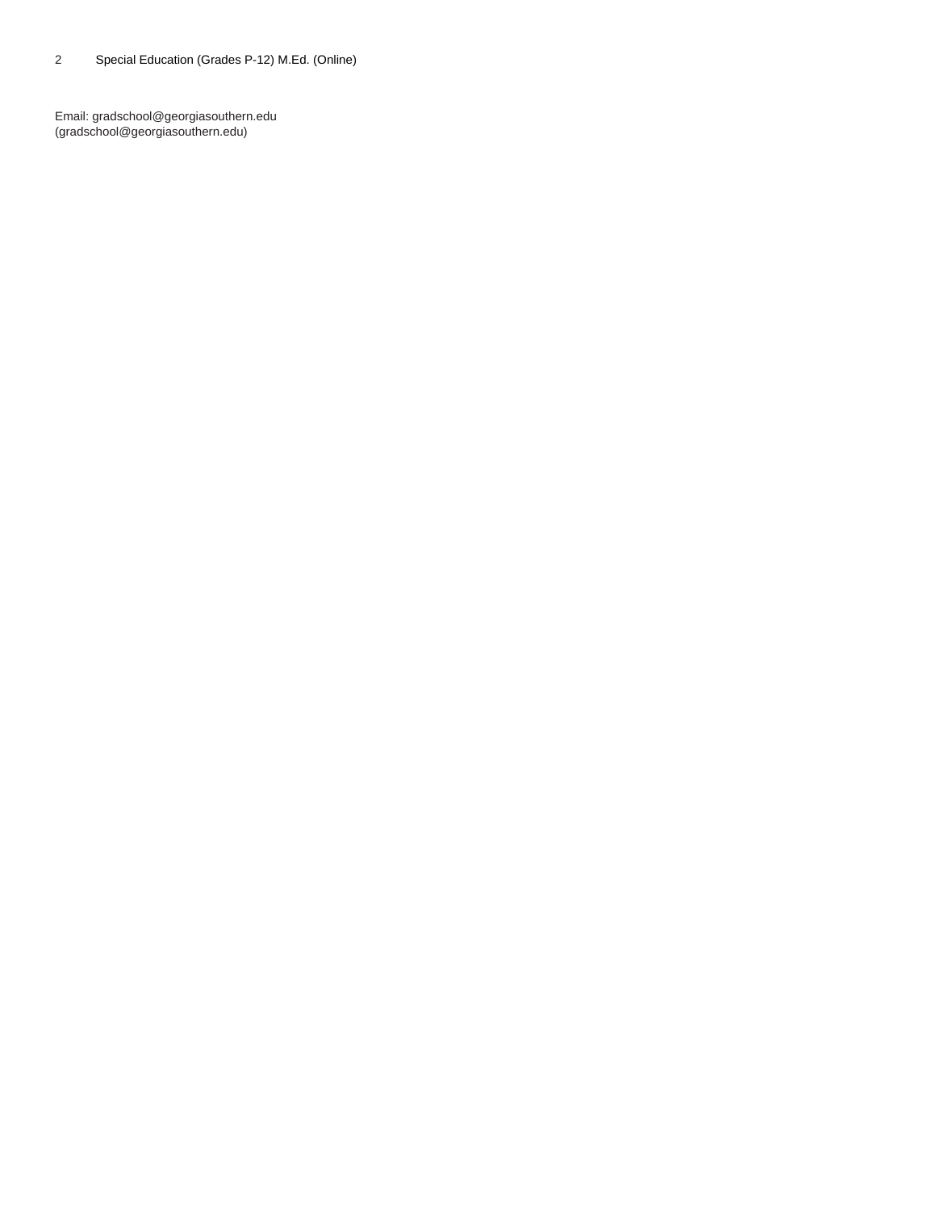Email: gradschool@georgiasouthern.edu
(gradschool@georgiasouthern.edu)